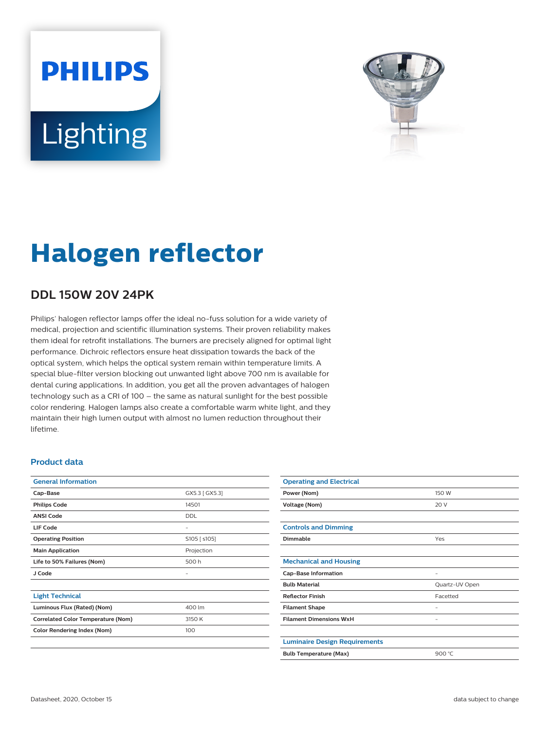# Halogen reflector

## DDL 150W 20V 24PK

Philips' halogen reflector lamps offer the ideal no-fuss solution for a wide variety of medical, projection and scientific illumination systems. Their proven reliability makes them ideal for retrofit installations. The burners are precisely aligned for optimal light performance. Dichroic reflectors ensure heat dissipation towards the back of the optical system, which helps the optical system remain within temperature limits. A special blue-filter version blocking out unwanted light above 700 nm is available for dental curing applications. In addition, you get all the proven advantages of halogen technology such as a CRI of 100 – the same as natural sunlight for the best possible color rendering. Halogen lamps also create a comfortable warm white light, and they maintain their high lumen output with almost no lumen reduction throughout their lifetime.

### Product data

| General Information | |
|---|---|
| **Cap-Base** | GX5.3 [ GX5.3] |
| **Philips Code** | 14501 |
| **ANSI Code** | DDL |
| **LIF Code** | - |
| **Operating Position** | S105 [ s105] |
| **Main Application** | Projection |
| **Life to 50% Failures (Nom)** | 500 h |
| **J Code** | - |

| Light Technical | |
|---|---|
| **Luminous Flux (Rated) (Nom)** | 400 lm |
| **Correlated Color Temperature (Nom)** | 3150 K |
| **Color Rendering Index (Nom)** | 100 |

| Operating and Electrical | |
|---|---|
| **Power (Nom)** | 150 W |
| **Voltage (Nom)** | 20 V |

| Controls and Dimming | |
|---|---|
| **Dimmable** | Yes |

| Mechanical and Housing | |
|---|---|
| **Cap-Base Information** | - |
| **Bulb Material** | Quartz-UV Open |
| **Reflector Finish** | Facetted |
| **Filament Shape** | - |
| **Filament Dimensions WxH** | - |

| Luminaire Design Requirements | |
|---|---|
| **Bulb Temperature (Max)** | 900 °C |

Datasheet, 2020, October 15 — data subject to change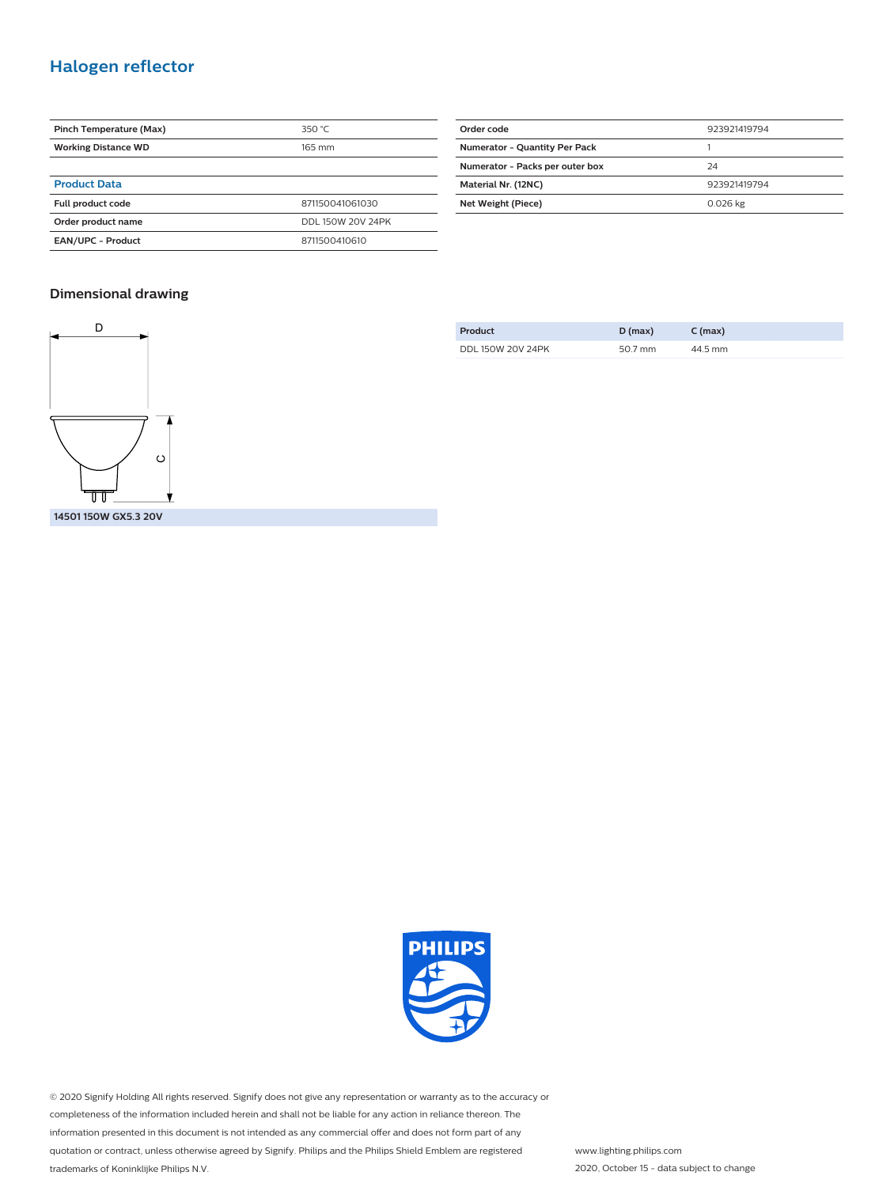# Halogen reflector

| | |
|---|---|
| Pinch Temperature (Max) | 350 °C |
| Working Distance WD | 165 mm |

### Product Data

| | |
|---|---|
| Full product code | 871150041061030 |
| Order product name | DDL 150W 20V 24PK |
| EAN/UPC - Product | 8711500410610 |

| | |
|---|---|
| Order code | 923921419794 |
| Numerator - Quantity Per Pack | 1 |
| Numerator - Packs per outer box | 24 |
| Material Nr. (12NC) | 923921419794 |
| Net Weight (Piece) | 0.026 kg |

## Dimensional drawing

D

C

14501 150W GX5.3 20V

| Product | D (max) | C (max) |
|---|---|---|
| DDL 150W 20V 24PK | 50.7 mm | 44.5 mm |

© 2020 Signify Holding All rights reserved. Signify does not give any representation or warranty as to the accuracy or completeness of the information included herein and shall not be liable for any action in reliance thereon. The information presented in this document is not intended as any commercial offer and does not form part of any quotation or contract, unless otherwise agreed by Signify. Philips and the Philips Shield Emblem are registered trademarks of Koninklijke Philips N.V.

www.lighting.philips.com

2020, October 15 - data subject to change